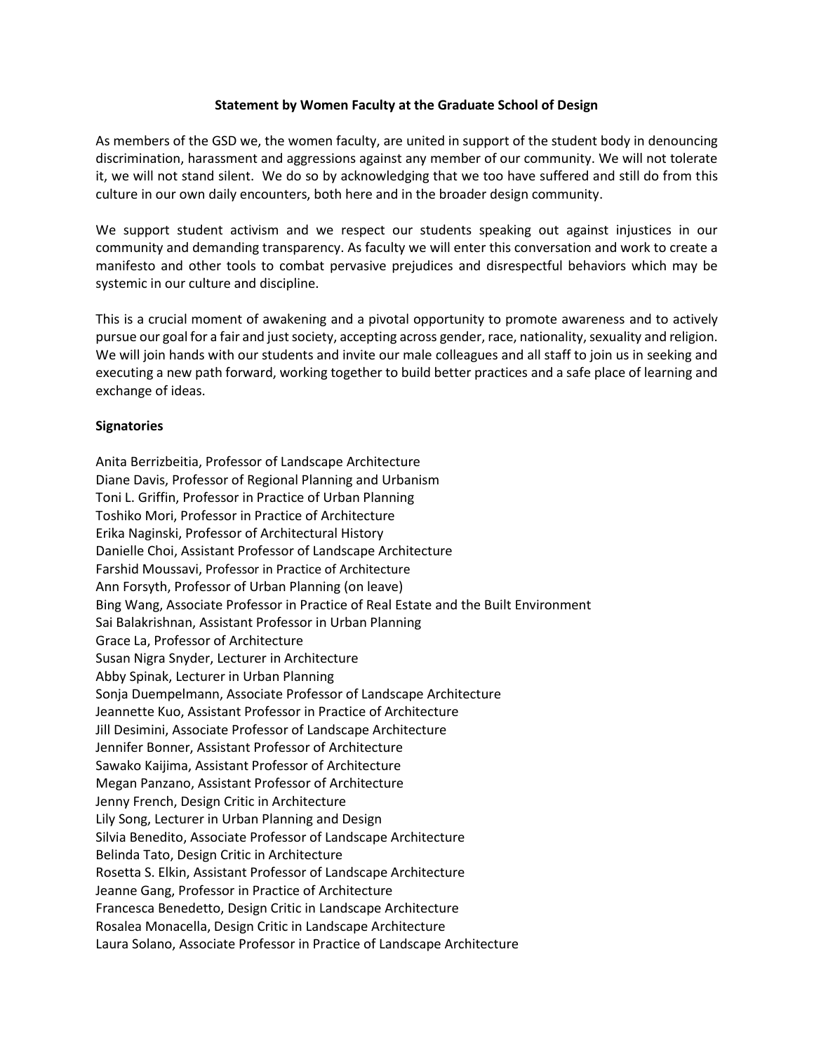**Statement by Women Faculty at the Graduate School of Design**

As members of the GSD we, the women faculty, are united in support of the student body in denouncing discrimination, harassment and aggressions against any member of our community. We will not tolerate it, we will not stand silent. We do so by acknowledging that we too have suffered and still do from this culture in our own daily encounters, both here and in the broader design community.

We support student activism and we respect our students speaking out against injustices in our community and demanding transparency. As faculty we will enter this conversation and work to create a manifesto and other tools to combat pervasive prejudices and disrespectful behaviors which may be systemic in our culture and discipline.

This is a crucial moment of awakening and a pivotal opportunity to promote awareness and to actively pursue our goal for a fair and just society, accepting across gender, race, nationality, sexuality and religion. We will join hands with our students and invite our male colleagues and all staff to join us in seeking and executing a new path forward, working together to build better practices and a safe place of learning and exchange of ideas.

**Signatories**

Anita Berrizbeitia, Professor of Landscape Architecture
Diane Davis, Professor of Regional Planning and Urbanism
Toni L. Griffin, Professor in Practice of Urban Planning
Toshiko Mori, Professor in Practice of Architecture
Erika Naginski, Professor of Architectural History
Danielle Choi, Assistant Professor of Landscape Architecture
Farshid Moussavi, Professor in Practice of Architecture
Ann Forsyth, Professor of Urban Planning (on leave)
Bing Wang, Associate Professor in Practice of Real Estate and the Built Environment
Sai Balakrishnan, Assistant Professor in Urban Planning
Grace La, Professor of Architecture
Susan Nigra Snyder, Lecturer in Architecture
Abby Spinak, Lecturer in Urban Planning
Sonja Duempelmann, Associate Professor of Landscape Architecture
Jeannette Kuo, Assistant Professor in Practice of Architecture
Jill Desimini, Associate Professor of Landscape Architecture
Jennifer Bonner, Assistant Professor of Architecture
Sawako Kaijima, Assistant Professor of Architecture
Megan Panzano, Assistant Professor of Architecture
Jenny French, Design Critic in Architecture
Lily Song, Lecturer in Urban Planning and Design
Silvia Benedito, Associate Professor of Landscape Architecture
Belinda Tato, Design Critic in Architecture
Rosetta S. Elkin, Assistant Professor of Landscape Architecture
Jeanne Gang, Professor in Practice of Architecture
Francesca Benedetto, Design Critic in Landscape Architecture
Rosalea Monacella, Design Critic in Landscape Architecture
Laura Solano, Associate Professor in Practice of Landscape Architecture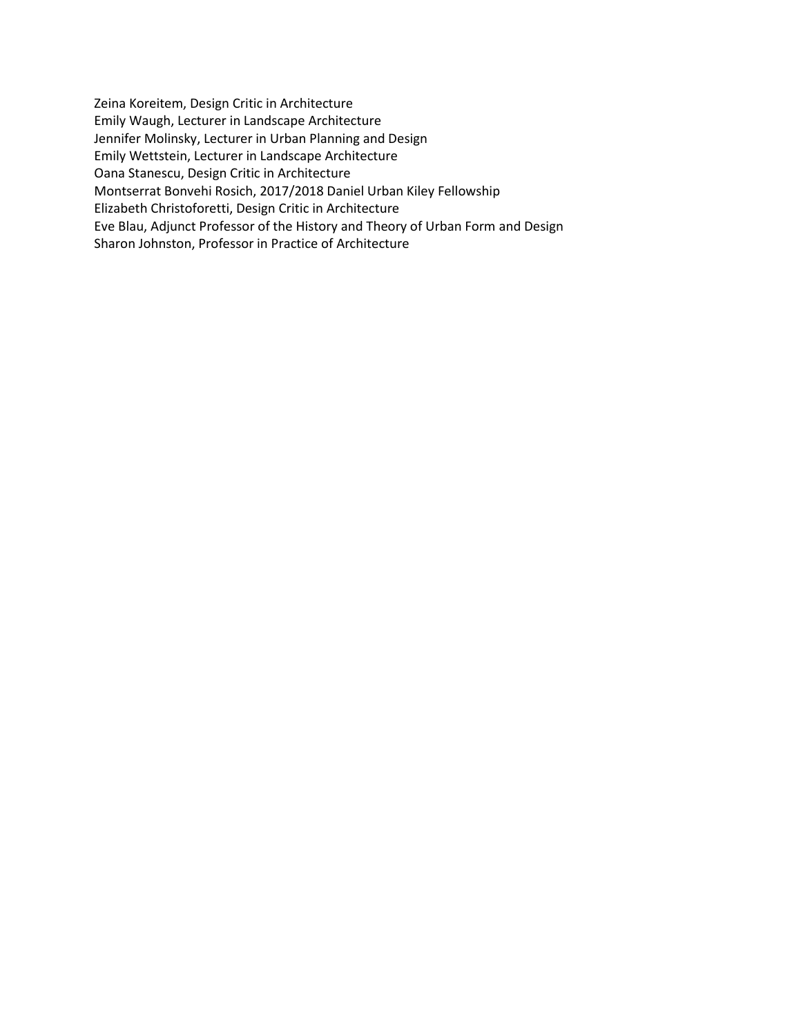Zeina Koreitem, Design Critic in Architecture
Emily Waugh, Lecturer in Landscape Architecture
Jennifer Molinsky, Lecturer in Urban Planning and Design
Emily Wettstein, Lecturer in Landscape Architecture
Oana Stanescu, Design Critic in Architecture
Montserrat Bonvehi Rosich, 2017/2018 Daniel Urban Kiley Fellowship
Elizabeth Christoforetti, Design Critic in Architecture
Eve Blau, Adjunct Professor of the History and Theory of Urban Form and Design
Sharon Johnston, Professor in Practice of Architecture